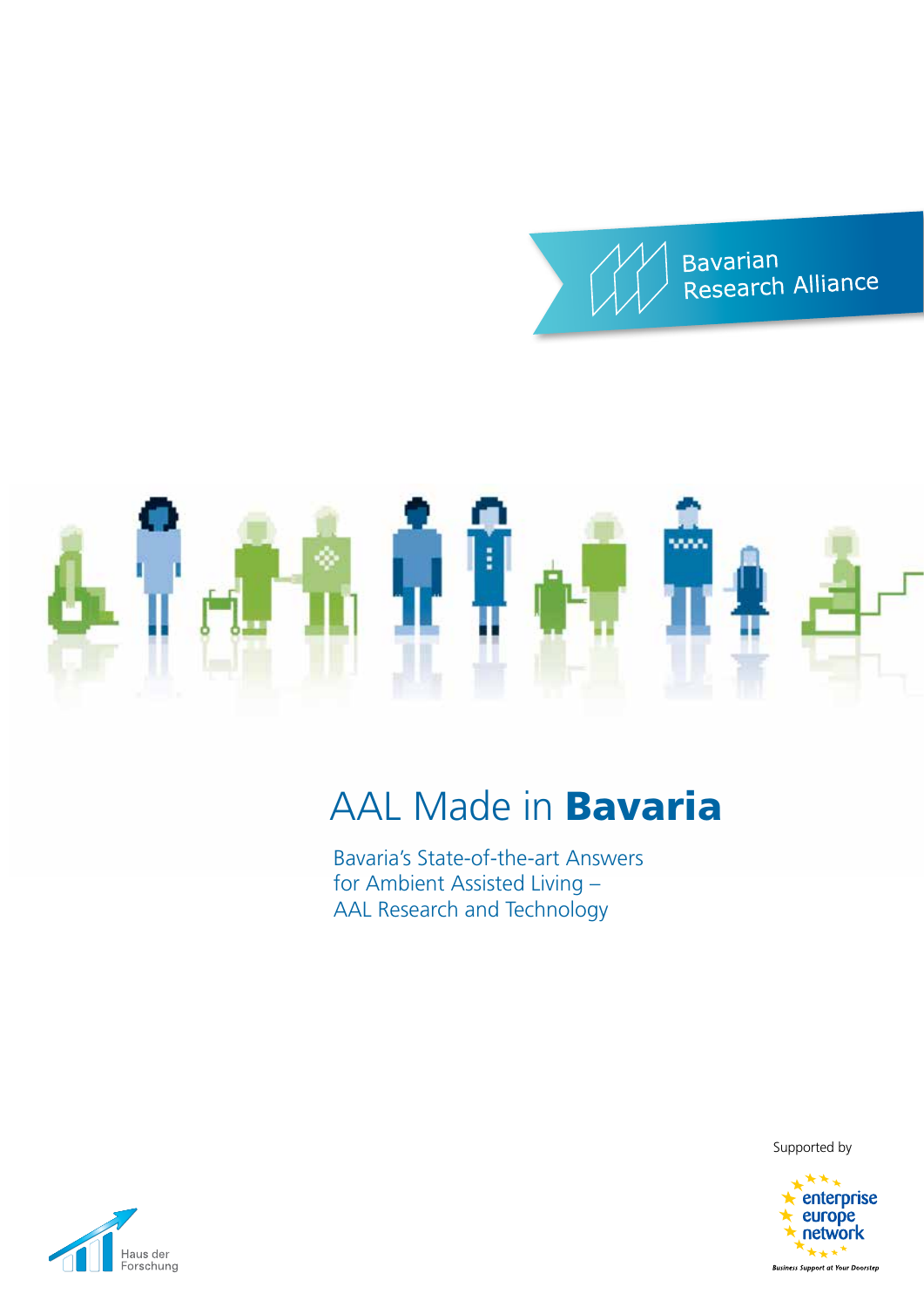Bavarian Research Alliance

# AAL Made in **Bavaria**

Bavaria's State-of-the-art Answers for Ambient Assisted Living – AAL Research and Technology

Supported by

enterprise europe network

*Business Support at Your Doorstep*

Haus der Forschung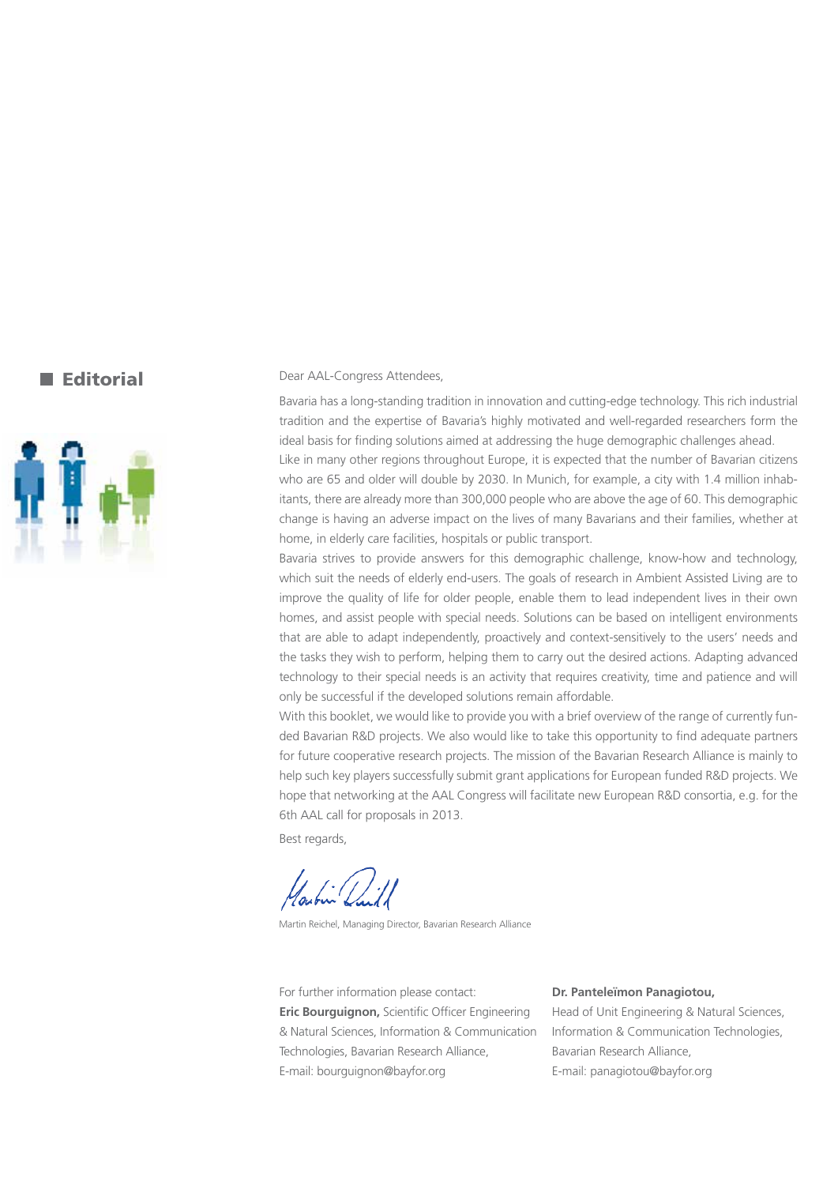## Editorial

Dear AAL-Congress Attendees,

Bavaria has a long-standing tradition in innovation and cutting-edge technology. This rich industrial tradition and the expertise of Bavaria's highly motivated and well-regarded researchers form the ideal basis for finding solutions aimed at addressing the huge demographic challenges ahead.

Like in many other regions throughout Europe, it is expected that the number of Bavarian citizens who are 65 and older will double by 2030. In Munich, for example, a city with 1.4 million inhabitants, there are already more than 300,000 people who are above the age of 60. This demographic change is having an adverse impact on the lives of many Bavarians and their families, whether at home, in elderly care facilities, hospitals or public transport.

Bavaria strives to provide answers for this demographic challenge, know-how and technology, which suit the needs of elderly end-users. The goals of research in Ambient Assisted Living are to improve the quality of life for older people, enable them to lead independent lives in their own homes, and assist people with special needs. Solutions can be based on intelligent environments that are able to adapt independently, proactively and context-sensitively to the users' needs and the tasks they wish to perform, helping them to carry out the desired actions. Adapting advanced technology to their special needs is an activity that requires creativity, time and patience and will only be successful if the developed solutions remain affordable.

With this booklet, we would like to provide you with a brief overview of the range of currently funded Bavarian R&D projects. We also would like to take this opportunity to find adequate partners for future cooperative research projects. The mission of the Bavarian Research Alliance is mainly to help such key players successfully submit grant applications for European funded R&D projects. We hope that networking at the AAL Congress will facilitate new European R&D consortia, e.g. for the 6th AAL call for proposals in 2013.

Best regards,

Martin Reichel, Managing Director, Bavarian Research Alliance

For further information please contact:

**Eric Bourguignon,** Scientific Officer Engineering & Natural Sciences, Information & Communication Technologies, Bavarian Research Alliance,
E-mail: bourguignon@bayfor.org

**Dr. Panteleïmon Panagiotou,**
Head of Unit Engineering & Natural Sciences, Information & Communication Technologies, Bavarian Research Alliance,
E-mail: panagiotou@bayfor.org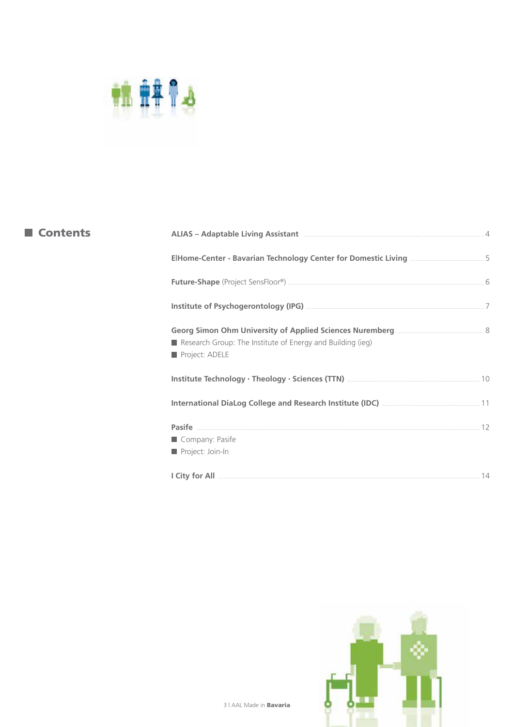## Contents

**ALIAS – Adaptable Living Assistant** ........ 4

**ElHome-Center - Bavarian Technology Center for Domestic Living** ........ 5

**Future-Shape** (Project SensFloor®) ........ 6

**Institute of Psychogerontology (IPG)** ........ 7

**Georg Simon Ohm University of Applied Sciences Nuremberg** ........ 8

- Research Group: The Institute of Energy and Building (ieg)
- Project: ADELE

**Institute Technology · Theology · Sciences (TTN)** ........ 10

**International DiaLog College and Research Institute (IDC)** ........ 11

**Pasife** ........ 12

- Company: Pasife
- Project: Join-In

**I City for All** ........ 14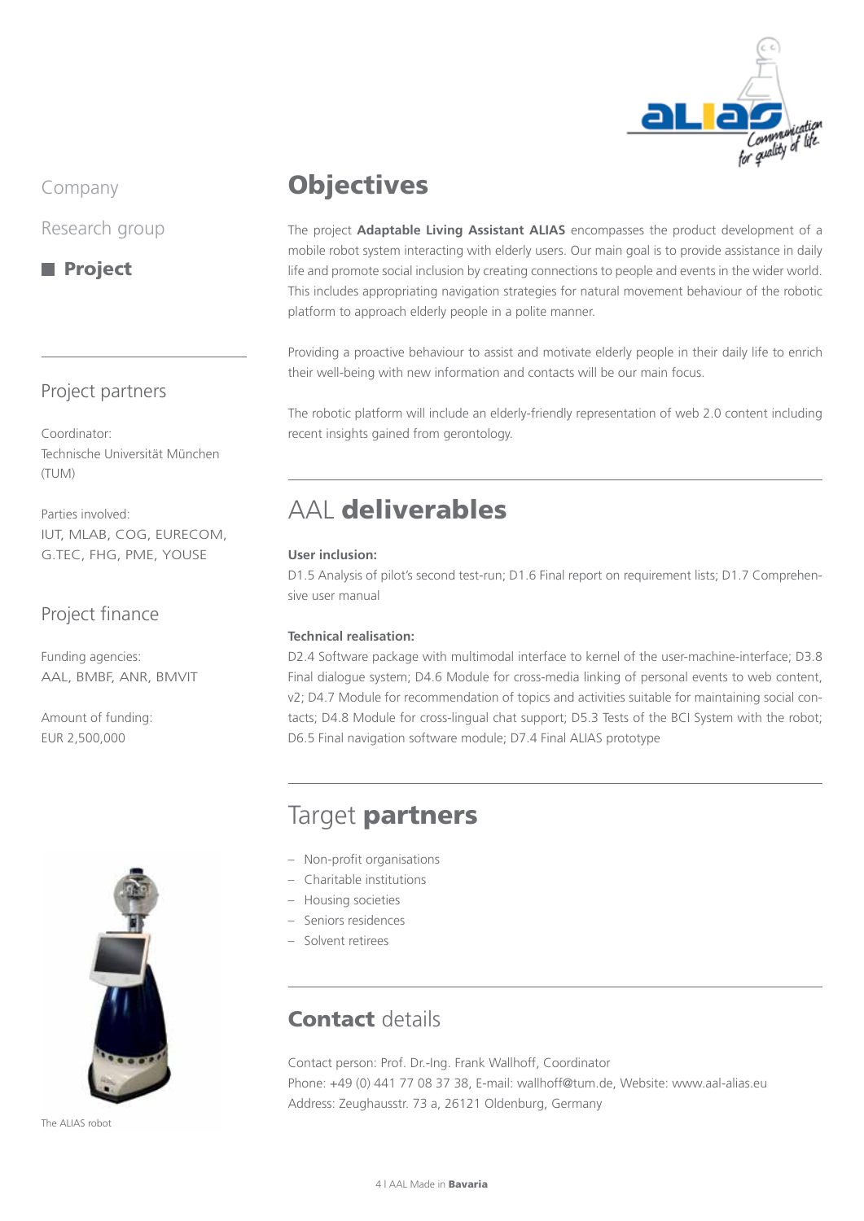Company

Research group

**Project**

## Project partners

Coordinator:
Technische Universität München (TUM)

Parties involved:
IUT, MLAB, COG, EURECOM, G.TEC, FHG, PME, YOUSE

## Project finance

Funding agencies:
AAL, BMBF, ANR, BMVIT

Amount of funding:
EUR 2,500,000

The ALIAS robot

# Objectives

The project **Adaptable Living Assistant ALIAS** encompasses the product development of a mobile robot system interacting with elderly users. Our main goal is to provide assistance in daily life and promote social inclusion by creating connections to people and events in the wider world. This includes appropriating navigation strategies for natural movement behaviour of the robotic platform to approach elderly people in a polite manner.

Providing a proactive behaviour to assist and motivate elderly people in their daily life to enrich their well-being with new information and contacts will be our main focus.

The robotic platform will include an elderly-friendly representation of web 2.0 content including recent insights gained from gerontology.

# AAL **deliverables**

**User inclusion:**
D1.5 Analysis of pilot's second test-run; D1.6 Final report on requirement lists; D1.7 Comprehensive user manual

**Technical realisation:**
D2.4 Software package with multimodal interface to kernel of the user-machine-interface; D3.8 Final dialogue system; D4.6 Module for cross-media linking of personal events to web content, v2; D4.7 Module for recommendation of topics and activities suitable for maintaining social contacts; D4.8 Module for cross-lingual chat support; D5.3 Tests of the BCI System with the robot; D6.5 Final navigation software module; D7.4 Final ALIAS prototype

# Target **partners**

- Non-profit organisations
- Charitable institutions
- Housing societies
- Seniors residences
- Solvent retirees

# **Contact** details

Contact person: Prof. Dr.-Ing. Frank Wallhoff, Coordinator
Phone: +49 (0) 441 77 08 37 38, E-mail: wallhoff@tum.de, Website: www.aal-alias.eu
Address: Zeughausstr. 73 a, 26121 Oldenburg, Germany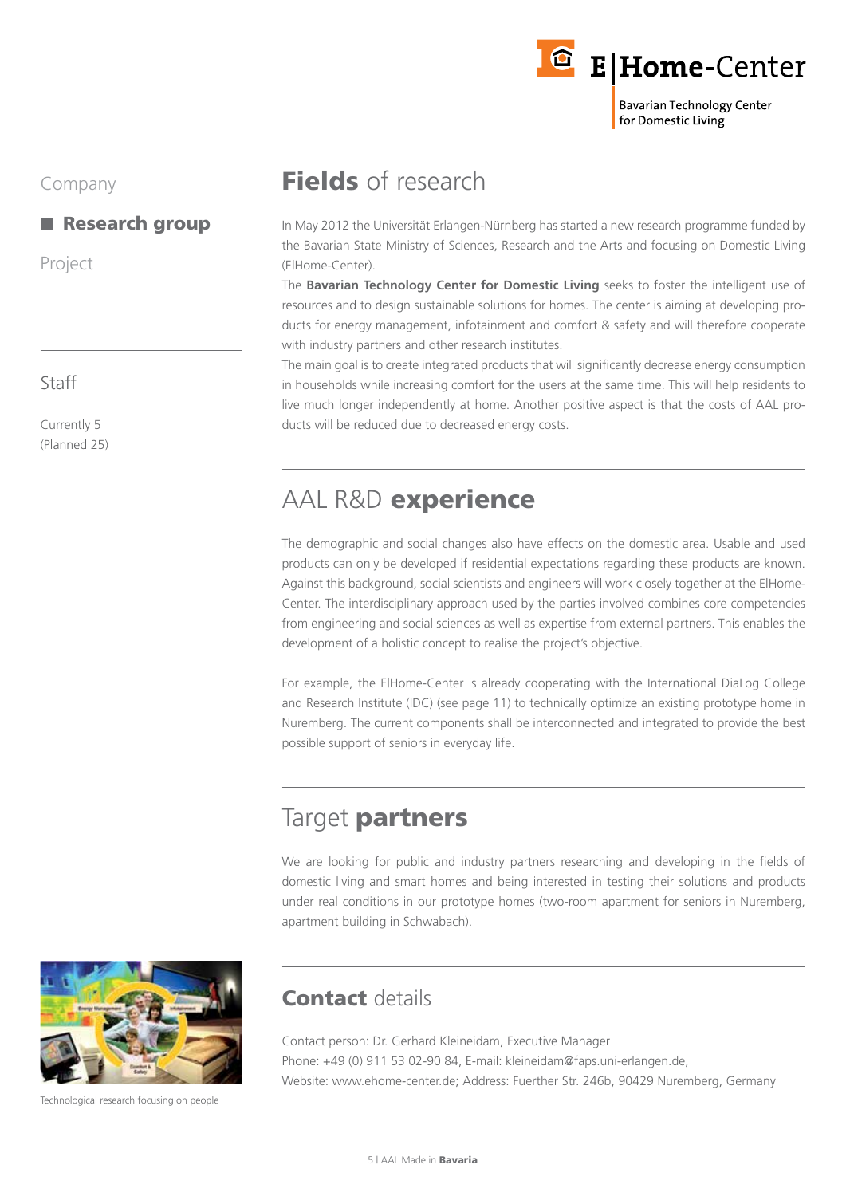E|Home-Center

Bavarian Technology Center for Domestic Living

Company

**Research group**

Project

Staff

Currently 5
(Planned 25)

# **Fields** of research

In May 2012 the Universität Erlangen-Nürnberg has started a new research programme funded by the Bavarian State Ministry of Sciences, Research and the Arts and focusing on Domestic Living (ElHome-Center).

The **Bavarian Technology Center for Domestic Living** seeks to foster the intelligent use of resources and to design sustainable solutions for homes. The center is aiming at developing products for energy management, infotainment and comfort & safety and will therefore cooperate with industry partners and other research institutes.

The main goal is to create integrated products that will significantly decrease energy consumption in households while increasing comfort for the users at the same time. This will help residents to live much longer independently at home. Another positive aspect is that the costs of AAL products will be reduced due to decreased energy costs.

# AAL R&D **experience**

The demographic and social changes also have effects on the domestic area. Usable and used products can only be developed if residential expectations regarding these products are known. Against this background, social scientists and engineers will work closely together at the ElHome-Center. The interdisciplinary approach used by the parties involved combines core competencies from engineering and social sciences as well as expertise from external partners. This enables the development of a holistic concept to realise the project's objective.

For example, the ElHome-Center is already cooperating with the International DiaLog College and Research Institute (IDC) (see page 11) to technically optimize an existing prototype home in Nuremberg. The current components shall be interconnected and integrated to provide the best possible support of seniors in everyday life.

# Target **partners**

We are looking for public and industry partners researching and developing in the fields of domestic living and smart homes and being interested in testing their solutions and products under real conditions in our prototype homes (two-room apartment for seniors in Nuremberg, apartment building in Schwabach).

# **Contact** details

Contact person: Dr. Gerhard Kleineidam, Executive Manager
Phone: +49 (0) 911 53 02-90 84, E-mail: kleineidam@faps.uni-erlangen.de,
Website: www.ehome-center.de; Address: Fuerther Str. 246b, 90429 Nuremberg, Germany

Technological research focusing on people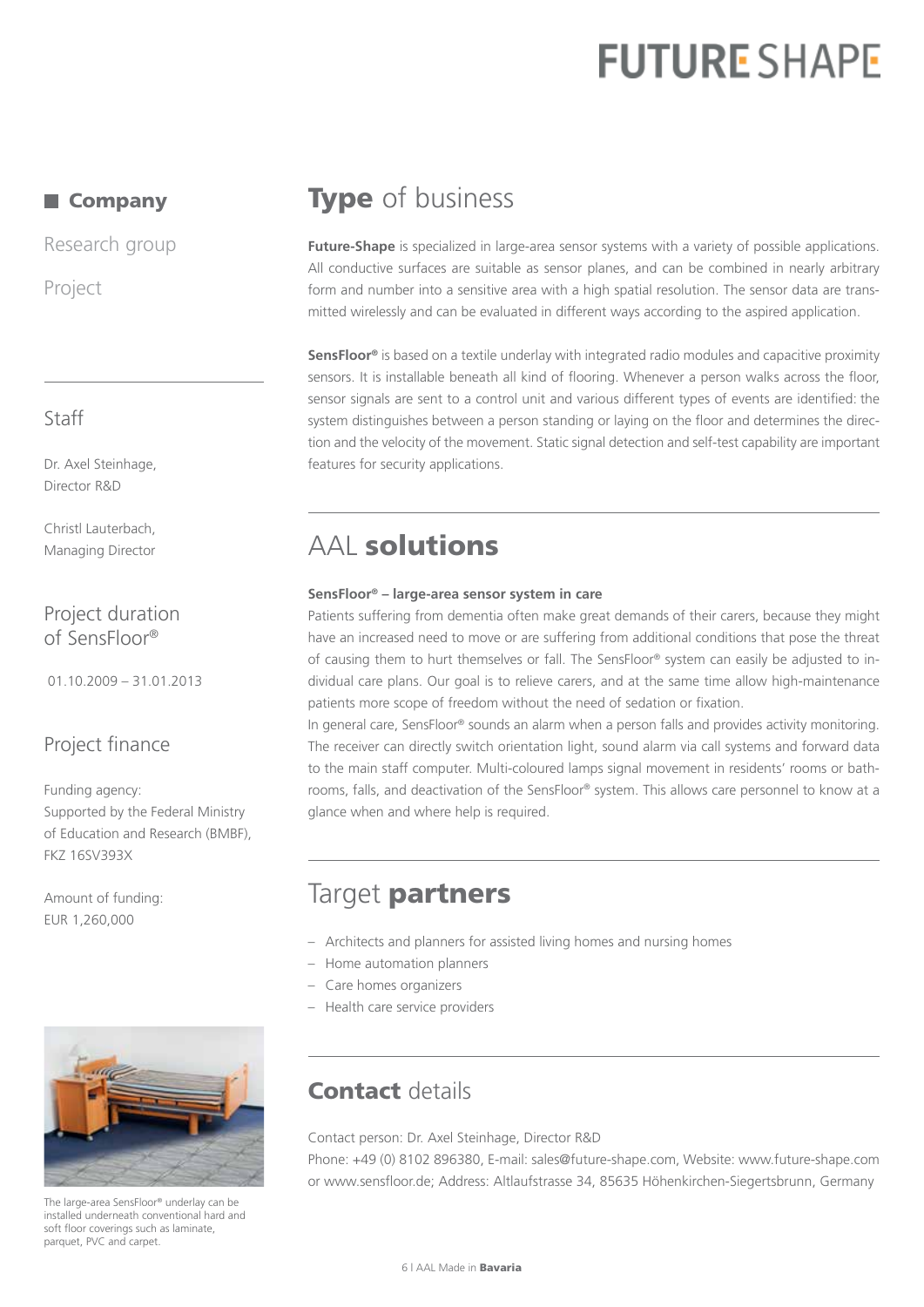# FUTURE SHAPE

## Company

Research group

Project

### Staff

Dr. Axel Steinhage,
Director R&D

Christl Lauterbach,
Managing Director

### Project duration of SensFloor®

01.10.2009 – 31.01.2013

### Project finance

Funding agency:
Supported by the Federal Ministry of Education and Research (BMBF), FKZ 16SV393X

Amount of funding:
EUR 1,260,000

The large-area SensFloor® underlay can be installed underneath conventional hard and soft floor coverings such as laminate, parquet, PVC and carpet.

## Type of business

**Future-Shape** is specialized in large-area sensor systems with a variety of possible applications. All conductive surfaces are suitable as sensor planes, and can be combined in nearly arbitrary form and number into a sensitive area with a high spatial resolution. The sensor data are transmitted wirelessly and can be evaluated in different ways according to the aspired application.

**SensFloor®** is based on a textile underlay with integrated radio modules and capacitive proximity sensors. It is installable beneath all kind of flooring. Whenever a person walks across the floor, sensor signals are sent to a control unit and various different types of events are identified: the system distinguishes between a person standing or laying on the floor and determines the direction and the velocity of the movement. Static signal detection and self-test capability are important features for security applications.

## AAL solutions

**SensFloor® – large-area sensor system in care**

Patients suffering from dementia often make great demands of their carers, because they might have an increased need to move or are suffering from additional conditions that pose the threat of causing them to hurt themselves or fall. The SensFloor® system can easily be adjusted to individual care plans. Our goal is to relieve carers, and at the same time allow high-maintenance patients more scope of freedom without the need of sedation or fixation.

In general care, SensFloor® sounds an alarm when a person falls and provides activity monitoring. The receiver can directly switch orientation light, sound alarm via call systems and forward data to the main staff computer. Multi-coloured lamps signal movement in residents' rooms or bathrooms, falls, and deactivation of the SensFloor® system. This allows care personnel to know at a glance when and where help is required.

## Target partners

- Architects and planners for assisted living homes and nursing homes
- Home automation planners
- Care homes organizers
- Health care service providers

## Contact details

Contact person: Dr. Axel Steinhage, Director R&D
Phone: +49 (0) 8102 896380, E-mail: sales@future-shape.com, Website: www.future-shape.com or www.sensfloor.de; Address: Altlaufstrasse 34, 85635 Höhenkirchen-Siegertsbrunn, Germany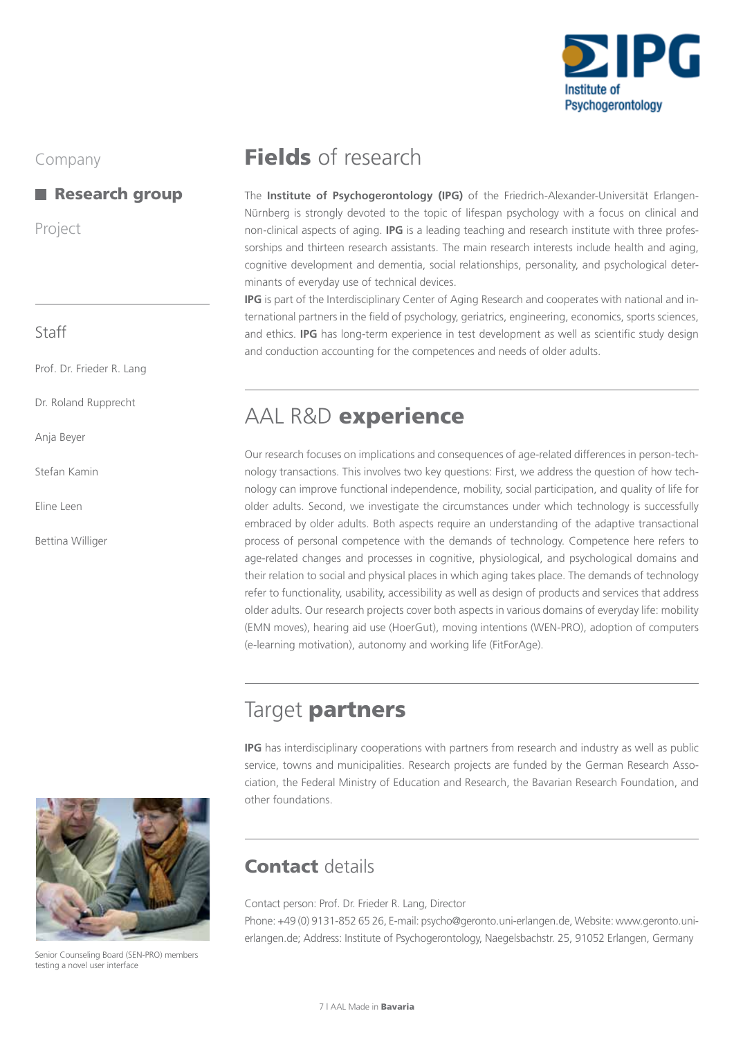Company

■ **Research group**

Project

Staff

Prof. Dr. Frieder R. Lang

Dr. Roland Rupprecht

Anja Beyer

Stefan Kamin

Eline Leen

Bettina Williger

Senior Counseling Board (SEN-PRO) members testing a novel user interface

## **Fields** of research

The **Institute of Psychogerontology (IPG)** of the Friedrich-Alexander-Universität Erlangen-Nürnberg is strongly devoted to the topic of lifespan psychology with a focus on clinical and non-clinical aspects of aging. **IPG** is a leading teaching and research institute with three professorships and thirteen research assistants. The main research interests include health and aging, cognitive development and dementia, social relationships, personality, and psychological determinants of everyday use of technical devices.

**IPG** is part of the Interdisciplinary Center of Aging Research and cooperates with national and international partners in the field of psychology, geriatrics, engineering, economics, sports sciences, and ethics. **IPG** has long-term experience in test development as well as scientific study design and conduction accounting for the competences and needs of older adults.

## AAL R&D **experience**

Our research focuses on implications and consequences of age-related differences in person-technology transactions. This involves two key questions: First, we address the question of how technology can improve functional independence, mobility, social participation, and quality of life for older adults. Second, we investigate the circumstances under which technology is successfully embraced by older adults. Both aspects require an understanding of the adaptive transactional process of personal competence with the demands of technology. Competence here refers to age-related changes and processes in cognitive, physiological, and psychological domains and their relation to social and physical places in which aging takes place. The demands of technology refer to functionality, usability, accessibility as well as design of products and services that address older adults. Our research projects cover both aspects in various domains of everyday life: mobility (EMN moves), hearing aid use (HoerGut), moving intentions (WEN-PRO), adoption of computers (e-learning motivation), autonomy and working life (FitForAge).

## Target **partners**

**IPG** has interdisciplinary cooperations with partners from research and industry as well as public service, towns and municipalities. Research projects are funded by the German Research Association, the Federal Ministry of Education and Research, the Bavarian Research Foundation, and other foundations.

## **Contact** details

Contact person: Prof. Dr. Frieder R. Lang, Director
Phone: +49 (0) 9131-852 65 26, E-mail: psycho@geronto.uni-erlangen.de, Website: www.geronto.uni-erlangen.de; Address: Institute of Psychogerontology, Naegelsbachstr. 25, 91052 Erlangen, Germany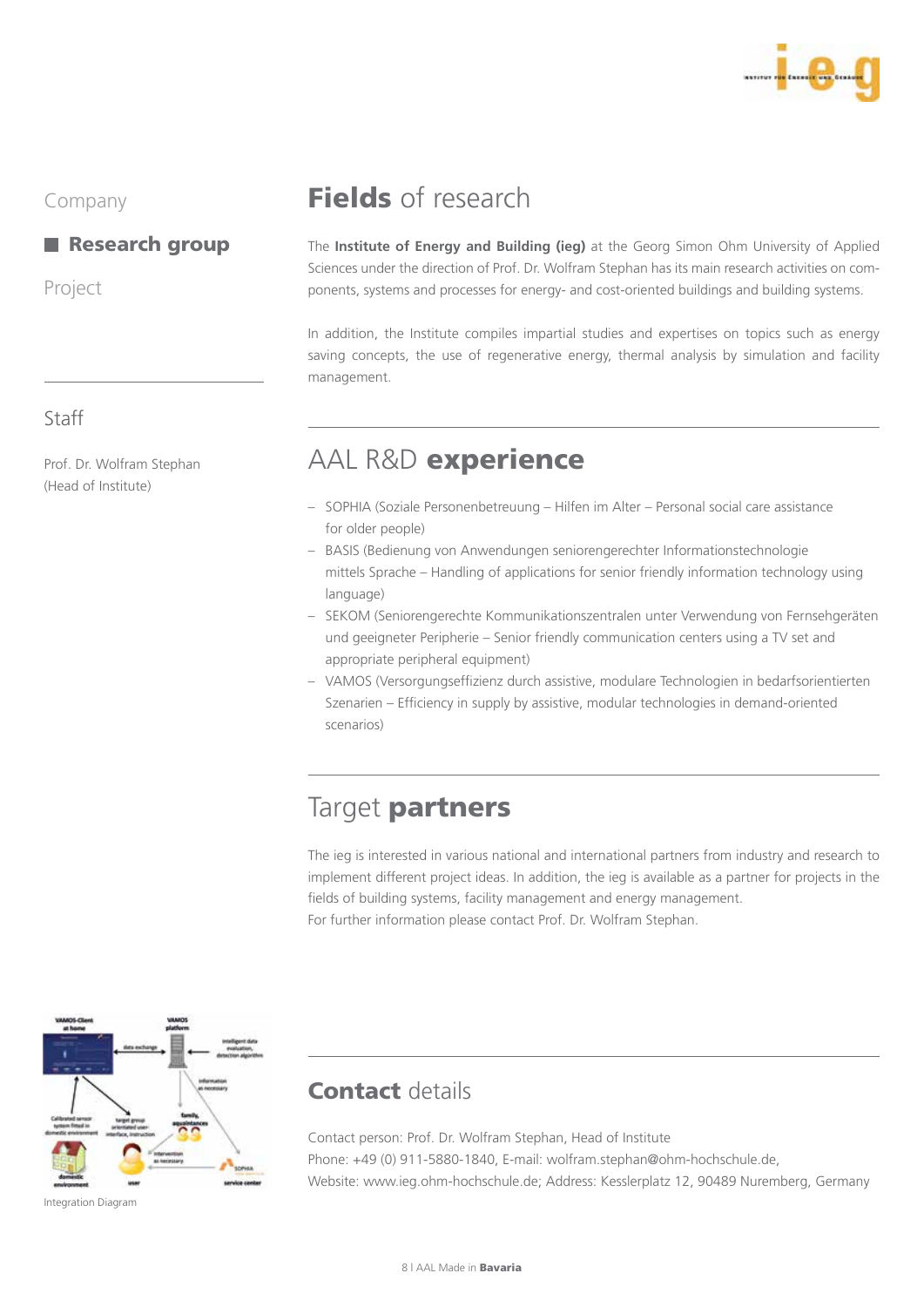Company

■ **Research group**

Project

## Staff

Prof. Dr. Wolfram Stephan
(Head of Institute)

## **Fields** of research

The **Institute of Energy and Building (ieg)** at the Georg Simon Ohm University of Applied Sciences under the direction of Prof. Dr. Wolfram Stephan has its main research activities on components, systems and processes for energy- and cost-oriented buildings and building systems.

In addition, the Institute compiles impartial studies and expertises on topics such as energy saving concepts, the use of regenerative energy, thermal analysis by simulation and facility management.

## AAL R&D **experience**

- SOPHIA (Soziale Personenbetreuung – Hilfen im Alter – Personal social care assistance for older people)
- BASIS (Bedienung von Anwendungen seniorengerechter Informationstechnologie mittels Sprache – Handling of applications for senior friendly information technology using language)
- SEKOM (Seniorengerechte Kommunikationszentralen unter Verwendung von Fernsehgeräten und geeigneter Peripherie – Senior friendly communication centers using a TV set and appropriate peripheral equipment)
- VAMOS (Versorgungseffizienz durch assistive, modulare Technologien in bedarfsorientierten Szenarien – Efficiency in supply by assistive, modular technologies in demand-oriented scenarios)

## Target **partners**

The ieg is interested in various national and international partners from industry and research to implement different project ideas. In addition, the ieg is available as a partner for projects in the fields of building systems, facility management and energy management.
For further information please contact Prof. Dr. Wolfram Stephan.

Integration Diagram

## **Contact** details

Contact person: Prof. Dr. Wolfram Stephan, Head of Institute
Phone: +49 (0) 911-5880-1840, E-mail: wolfram.stephan@ohm-hochschule.de,
Website: www.ieg.ohm-hochschule.de; Address: Kesslerplatz 12, 90489 Nuremberg, Germany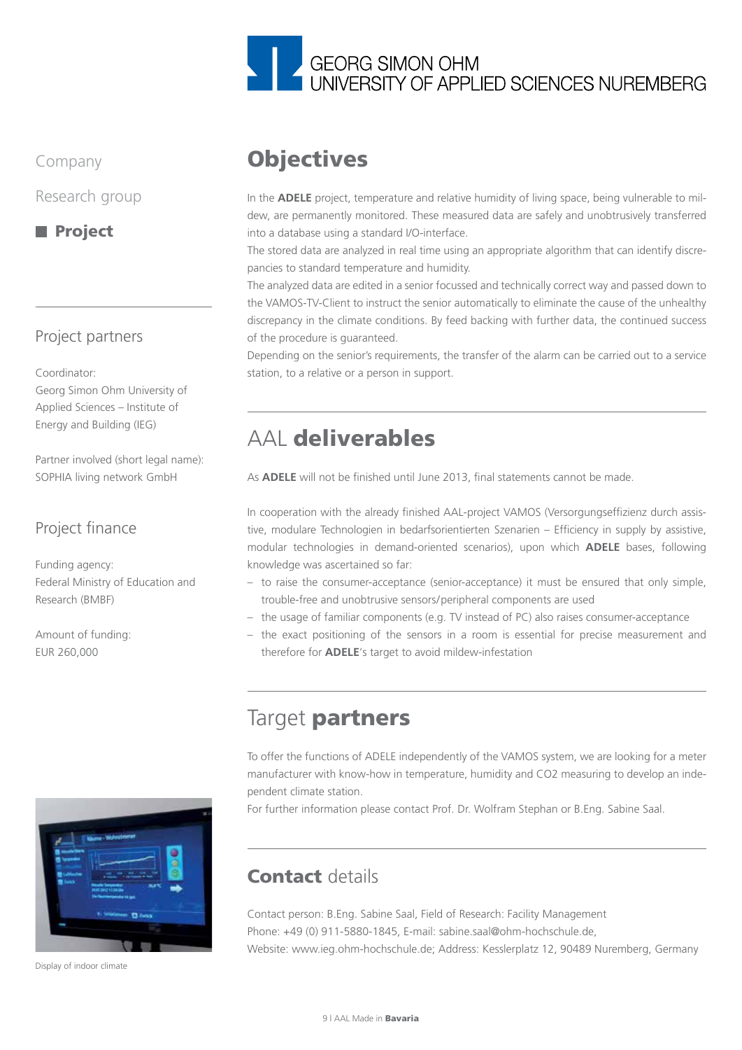GEORG SIMON OHM
UNIVERSITY OF APPLIED SCIENCES NUREMBERG

Company

Research group

**Project**

## Project partners

Coordinator:
Georg Simon Ohm University of Applied Sciences – Institute of Energy and Building (IEG)

Partner involved (short legal name):
SOPHIA living network GmbH

## Project finance

Funding agency:
Federal Ministry of Education and Research (BMBF)

Amount of funding:
EUR 260,000

Display of indoor climate

# Objectives

In the **ADELE** project, temperature and relative humidity of living space, being vulnerable to mildew, are permanently monitored. These measured data are safely and unobtrusively transferred into a database using a standard I/O-interface.
The stored data are analyzed in real time using an appropriate algorithm that can identify discrepancies to standard temperature and humidity.
The analyzed data are edited in a senior focussed and technically correct way and passed down to the VAMOS-TV-Client to instruct the senior automatically to eliminate the cause of the unhealthy discrepancy in the climate conditions. By feed backing with further data, the continued success of the procedure is guaranteed.
Depending on the senior's requirements, the transfer of the alarm can be carried out to a service station, to a relative or a person in support.

# AAL **deliverables**

As **ADELE** will not be finished until June 2013, final statements cannot be made.

In cooperation with the already finished AAL-project VAMOS (Versorgungseffizienz durch assistive, modulare Technologien in bedarfsorientierten Szenarien – Efficiency in supply by assistive, modular technologies in demand-oriented scenarios), upon which **ADELE** bases, following knowledge was ascertained so far:

- to raise the consumer-acceptance (senior-acceptance) it must be ensured that only simple, trouble-free and unobtrusive sensors/peripheral components are used
- the usage of familiar components (e.g. TV instead of PC) also raises consumer-acceptance
- the exact positioning of the sensors in a room is essential for precise measurement and therefore for **ADELE**'s target to avoid mildew-infestation

# Target **partners**

To offer the functions of ADELE independently of the VAMOS system, we are looking for a meter manufacturer with know-how in temperature, humidity and $CO_2$ measuring to develop an independent climate station.
For further information please contact Prof. Dr. Wolfram Stephan or B.Eng. Sabine Saal.

# **Contact** details

Contact person: B.Eng. Sabine Saal, Field of Research: Facility Management
Phone: +49 (0) 911-5880-1845, E-mail: sabine.saal@ohm-hochschule.de,
Website: www.ieg.ohm-hochschule.de; Address: Kesslerplatz 12, 90489 Nuremberg, Germany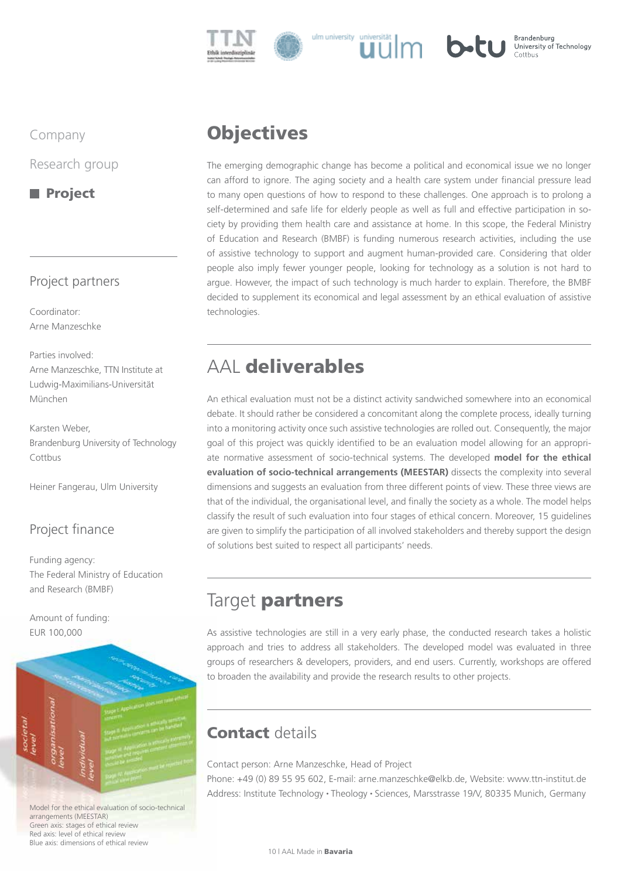Company

Research group

**Project**

## Project partners

Coordinator:
Arne Manzeschke

Parties involved:
Arne Manzeschke, TTN Institute at Ludwig-Maximilians-Universität München

Karsten Weber,
Brandenburg University of Technology Cottbus

Heiner Fangerau, Ulm University

## Project finance

Funding agency:
The Federal Ministry of Education and Research (BMBF)

Amount of funding:
EUR 100,000

Model for the ethical evaluation of socio-technical arrangements (MEESTAR)
Green axis: stages of ethical review
Red axis: level of ethical review
Blue axis: dimensions of ethical review

# Objectives

The emerging demographic change has become a political and economical issue we no longer can afford to ignore. The aging society and a health care system under financial pressure lead to many open questions of how to respond to these challenges. One approach is to prolong a self-determined and safe life for elderly people as well as full and effective participation in society by providing them health care and assistance at home. In this scope, the Federal Ministry of Education and Research (BMBF) is funding numerous research activities, including the use of assistive technology to support and augment human-provided care. Considering that older people also imply fewer younger people, looking for technology as a solution is not hard to argue. However, the impact of such technology is much harder to explain. Therefore, the BMBF decided to supplement its economical and legal assessment by an ethical evaluation of assistive technologies.

# AAL **deliverables**

An ethical evaluation must not be a distinct activity sandwiched somewhere into an economical debate. It should rather be considered a concomitant along the complete process, ideally turning into a monitoring activity once such assistive technologies are rolled out. Consequently, the major goal of this project was quickly identified to be an evaluation model allowing for an appropriate normative assessment of socio-technical systems. The developed **model for the ethical evaluation of socio-technical arrangements (MEESTAR)** dissects the complexity into several dimensions and suggests an evaluation from three different points of view. These three views are that of the individual, the organisational level, and finally the society as a whole. The model helps classify the result of such evaluation into four stages of ethical concern. Moreover, 15 guidelines are given to simplify the participation of all involved stakeholders and thereby support the design of solutions best suited to respect all participants' needs.

# Target **partners**

As assistive technologies are still in a very early phase, the conducted research takes a holistic approach and tries to address all stakeholders. The developed model was evaluated in three groups of researchers & developers, providers, and end users. Currently, workshops are offered to broaden the availability and provide the research results to other projects.

## **Contact** details

Contact person: Arne Manzeschke, Head of Project
Phone: +49 (0) 89 55 95 602, E-mail: arne.manzeschke@elkb.de, Website: www.ttn-institut.de
Address: Institute Technology • Theology • Sciences, Marsstrasse 19/V, 80335 Munich, Germany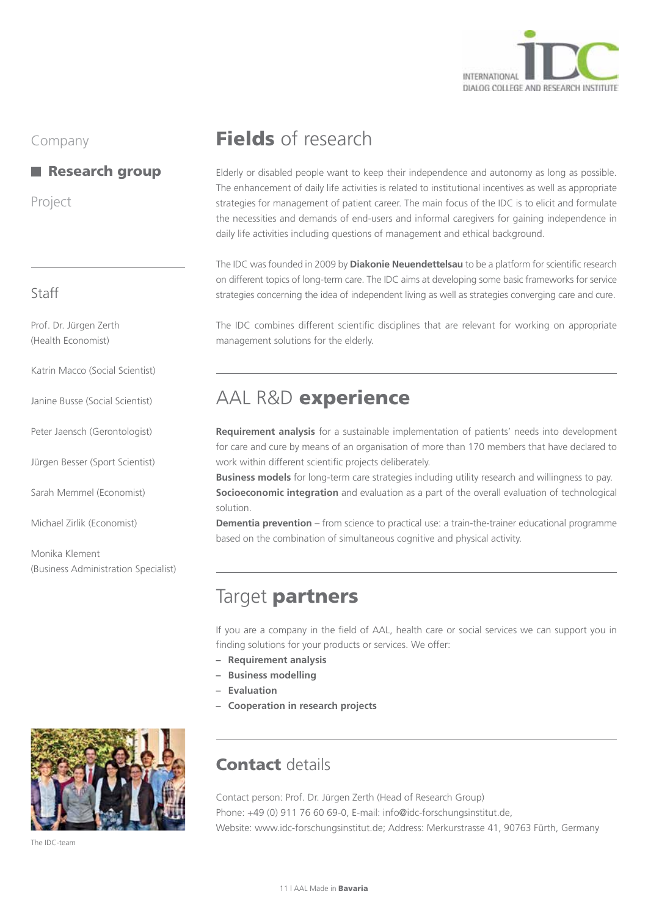Company

■ **Research group**

Project

## Staff

Prof. Dr. Jürgen Zerth (Health Economist)

Katrin Macco (Social Scientist)

Janine Busse (Social Scientist)

Peter Jaensch (Gerontologist)

Jürgen Besser (Sport Scientist)

Sarah Memmel (Economist)

Michael Zirlik (Economist)

Monika Klement (Business Administration Specialist)

The IDC-team

# **Fields** of research

Elderly or disabled people want to keep their independence and autonomy as long as possible. The enhancement of daily life activities is related to institutional incentives as well as appropriate strategies for management of patient career. The main focus of the IDC is to elicit and formulate the necessities and demands of end-users and informal caregivers for gaining independence in daily life activities including questions of management and ethical background.

The IDC was founded in 2009 by **Diakonie Neuendettelsau** to be a platform for scientific research on different topics of long-term care. The IDC aims at developing some basic frameworks for service strategies concerning the idea of independent living as well as strategies converging care and cure.

The IDC combines different scientific disciplines that are relevant for working on appropriate management solutions for the elderly.

# AAL R&D **experience**

**Requirement analysis** for a sustainable implementation of patients' needs into development for care and cure by means of an organisation of more than 170 members that have declared to work within different scientific projects deliberately.
**Business models** for long-term care strategies including utility research and willingness to pay.
**Socioeconomic integration** and evaluation as a part of the overall evaluation of technological solution.
**Dementia prevention** – from science to practical use: a train-the-trainer educational programme based on the combination of simultaneous cognitive and physical activity.

# Target **partners**

If you are a company in the field of AAL, health care or social services we can support you in finding solutions for your products or services. We offer:

- **Requirement analysis**
- **Business modelling**
- **Evaluation**
- **Cooperation in research projects**

## **Contact** details

Contact person: Prof. Dr. Jürgen Zerth (Head of Research Group)
Phone: +49 (0) 911 76 60 69-0, E-mail: info@idc-forschungsinstitut.de,
Website: www.idc-forschungsinstitut.de; Address: Merkurstrasse 41, 90763 Fürth, Germany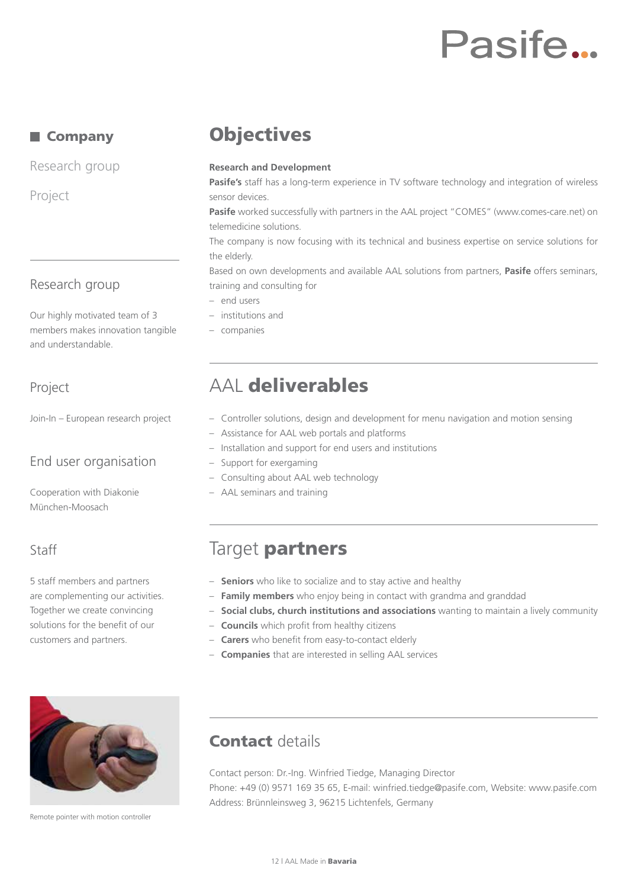# Pasife...

**Company**

Research group

Project

## Research group

Our highly motivated team of 3 members makes innovation tangible and understandable.

## Project

Join-In – European research project

## End user organisation

Cooperation with Diakonie München-Moosach

## Staff

5 staff members and partners are complementing our activities. Together we create convincing solutions for the benefit of our customers and partners.

Remote pointer with motion controller

## Objectives

**Research and Development**

**Pasife's** staff has a long-term experience in TV software technology and integration of wireless sensor devices.

**Pasife** worked successfully with partners in the AAL project "COMES" (www.comes-care.net) on telemedicine solutions.

The company is now focusing with its technical and business expertise on service solutions for the elderly.

Based on own developments and available AAL solutions from partners, **Pasife** offers seminars, training and consulting for

- end users
- institutions and
- companies

## AAL **deliverables**

- Controller solutions, design and development for menu navigation and motion sensing
- Assistance for AAL web portals and platforms
- Installation and support for end users and institutions
- Support for exergaming
- Consulting about AAL web technology
- AAL seminars and training

## Target **partners**

- **Seniors** who like to socialize and to stay active and healthy
- **Family members** who enjoy being in contact with grandma and granddad
- **Social clubs, church institutions and associations** wanting to maintain a lively community
- **Councils** which profit from healthy citizens
- **Carers** who benefit from easy-to-contact elderly
- **Companies** that are interested in selling AAL services

## **Contact** details

Contact person: Dr.-Ing. Winfried Tiedge, Managing Director

Phone: +49 (0) 9571 169 35 65, E-mail: winfried.tiedge@pasife.com, Website: www.pasife.com

Address: Brünnleinsweg 3, 96215 Lichtenfels, Germany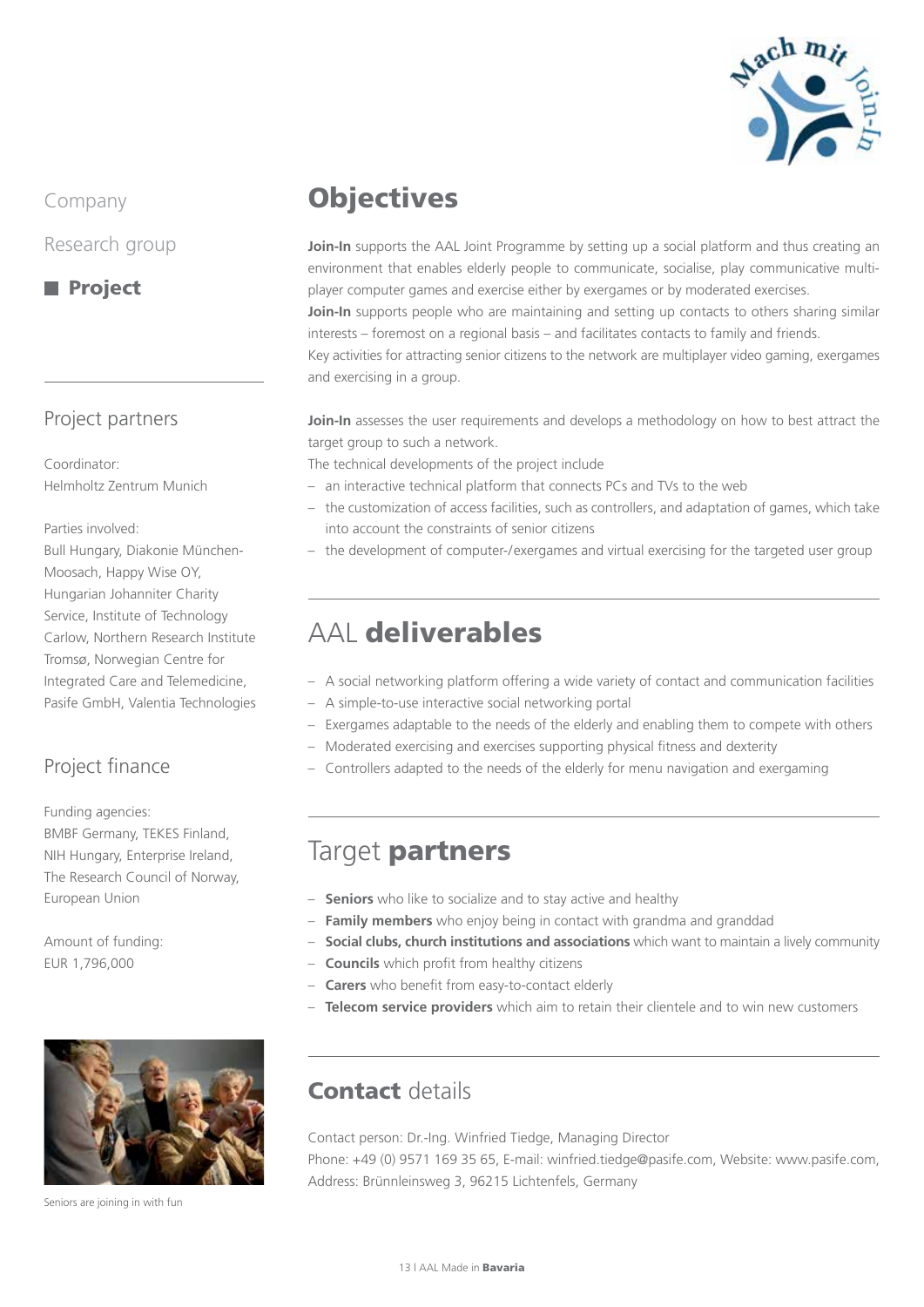Company

Research group

**Project**

## Project partners

Coordinator:
Helmholtz Zentrum Munich

Parties involved:
Bull Hungary, Diakonie München-Moosach, Happy Wise OY, Hungarian Johanniter Charity Service, Institute of Technology Carlow, Northern Research Institute Tromsø, Norwegian Centre for Integrated Care and Telemedicine, Pasife GmbH, Valentia Technologies

## Project finance

Funding agencies:
BMBF Germany, TEKES Finland, NIH Hungary, Enterprise Ireland, The Research Council of Norway, European Union

Amount of funding:
EUR 1,796,000

Seniors are joining in with fun

# Objectives

**Join-In** supports the AAL Joint Programme by setting up a social platform and thus creating an environment that enables elderly people to communicate, socialise, play communicative multi-player computer games and exercise either by exergames or by moderated exercises.
**Join-In** supports people who are maintaining and setting up contacts to others sharing similar interests – foremost on a regional basis – and facilitates contacts to family and friends.
Key activities for attracting senior citizens to the network are multiplayer video gaming, exergames and exercising in a group.

**Join-In** assesses the user requirements and develops a methodology on how to best attract the target group to such a network.
The technical developments of the project include

- an interactive technical platform that connects PCs and TVs to the web
- the customization of access facilities, such as controllers, and adaptation of games, which take into account the constraints of senior citizens
- the development of computer-/exergames and virtual exercising for the targeted user group

# AAL **deliverables**

- A social networking platform offering a wide variety of contact and communication facilities
- A simple-to-use interactive social networking portal
- Exergames adaptable to the needs of the elderly and enabling them to compete with others
- Moderated exercising and exercises supporting physical fitness and dexterity
- Controllers adapted to the needs of the elderly for menu navigation and exergaming

# Target **partners**

- **Seniors** who like to socialize and to stay active and healthy
- **Family members** who enjoy being in contact with grandma and granddad
- **Social clubs, church institutions and associations** which want to maintain a lively community
- **Councils** which profit from healthy citizens
- **Carers** who benefit from easy-to-contact elderly
- **Telecom service providers** which aim to retain their clientele and to win new customers

## **Contact** details

Contact person: Dr.-Ing. Winfried Tiedge, Managing Director
Phone: +49 (0) 9571 169 35 65, E-mail: winfried.tiedge@pasife.com, Website: www.pasife.com,
Address: Brünnleinsweg 3, 96215 Lichtenfels, Germany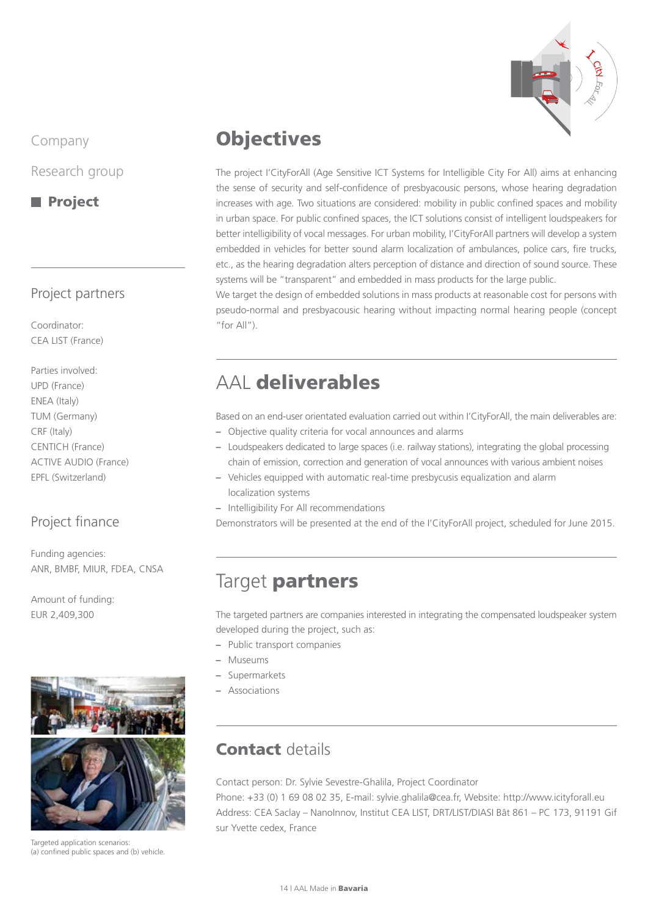Company

Research group

**Project**

## Project partners

Coordinator:
CEA LIST (France)

Parties involved:
UPD (France)
ENEA (Italy)
TUM (Germany)
CRF (Italy)
CENTICH (France)
ACTIVE AUDIO (France)
EPFL (Switzerland)

## Project finance

Funding agencies:
ANR, BMBF, MIUR, FDEA, CNSA

Amount of funding:
EUR 2,409,300

Targeted application scenarios:
(a) confined public spaces and (b) vehicle.

# Objectives

The project I'CityForAll (Age Sensitive ICT Systems for Intelligible City For All) aims at enhancing the sense of security and self-confidence of presbyacousic persons, whose hearing degradation increases with age. Two situations are considered: mobility in public confined spaces and mobility in urban space. For public confined spaces, the ICT solutions consist of intelligent loudspeakers for better intelligibility of vocal messages. For urban mobility, I'CityForAll partners will develop a system embedded in vehicles for better sound alarm localization of ambulances, police cars, fire trucks, etc., as the hearing degradation alters perception of distance and direction of sound source. These systems will be "transparent" and embedded in mass products for the large public.
We target the design of embedded solutions in mass products at reasonable cost for persons with pseudo-normal and presbyacousic hearing without impacting normal hearing people (concept "for All").

# AAL **deliverables**

Based on an end-user orientated evaluation carried out within I'CityForAll, the main deliverables are:

- Objective quality criteria for vocal announces and alarms
- Loudspeakers dedicated to large spaces (i.e. railway stations), integrating the global processing chain of emission, correction and generation of vocal announces with various ambient noises
- Vehicles equipped with automatic real-time presbycusis equalization and alarm localization systems
- Intelligibility For All recommendations

Demonstrators will be presented at the end of the I'CityForAll project, scheduled for June 2015.

# Target **partners**

The targeted partners are companies interested in integrating the compensated loudspeaker system developed during the project, such as:

- Public transport companies
- Museums
- Supermarkets
- Associations

# **Contact** details

Contact person: Dr. Sylvie Sevestre-Ghalila, Project Coordinator
Phone: +33 (0) 1 69 08 02 35, E-mail: sylvie.ghalila@cea.fr, Website: http://www.icityforall.eu
Address: CEA Saclay – NanoInnov, Institut CEA LIST, DRT/LIST/DIASI Bât 861 – PC 173, 91191 Gif sur Yvette cedex, France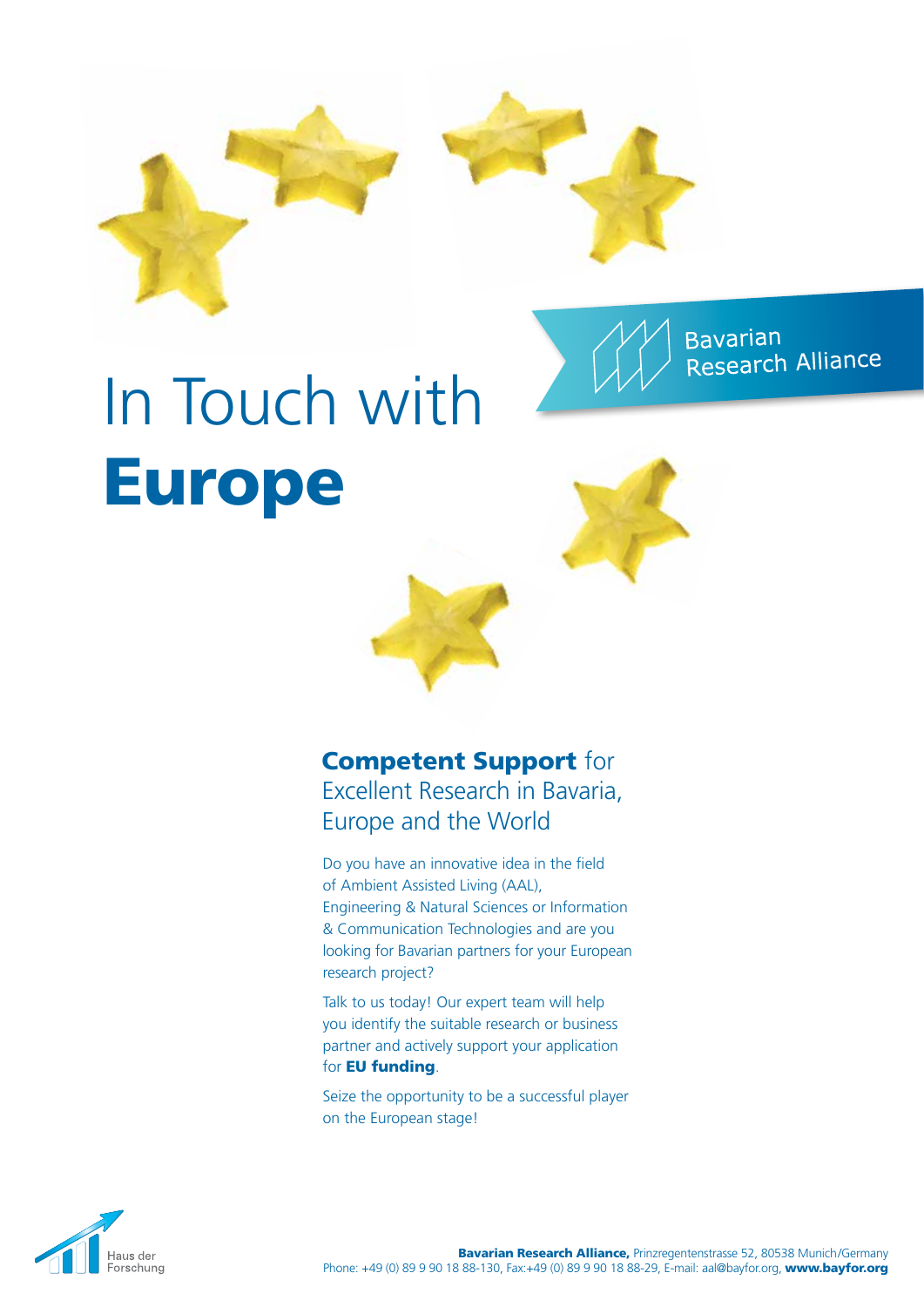Bavarian Research Alliance

# In Touch with **Europe**

## **Competent Support** for Excellent Research in Bavaria, Europe and the World

Do you have an innovative idea in the field of Ambient Assisted Living (AAL), Engineering & Natural Sciences or Information & Communication Technologies and are you looking for Bavarian partners for your European research project?

Talk to us today! Our expert team will help you identify the suitable research or business partner and actively support your application for **EU funding**.

Seize the opportunity to be a successful player on the European stage!

Haus der Forschung

**Bavarian Research Alliance,** Prinzregentenstrasse 52, 80538 Munich/Germany
Phone: +49 (0) 89 9 90 18 88-130, Fax:+49 (0) 89 9 90 18 88-29, E-mail: aal@bayfor.org, **www.bayfor.org**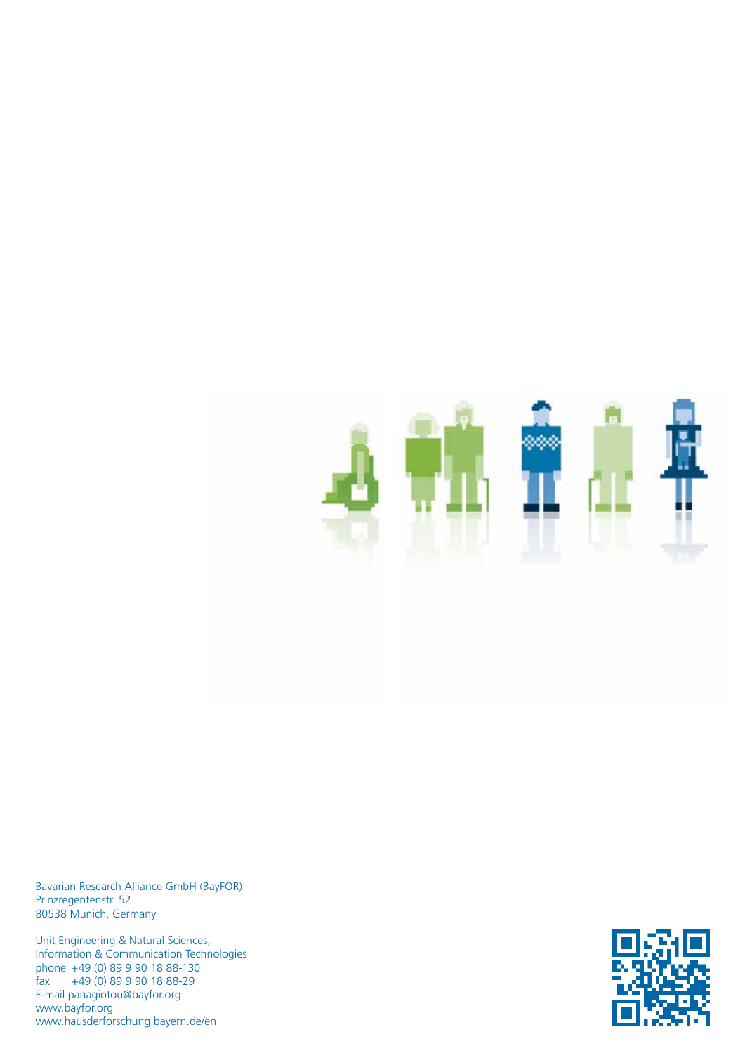Bavarian Research Alliance GmbH (BayFOR)
Prinzregentenstr. 52
80538 Munich, Germany

Unit Engineering & Natural Sciences,
Information & Communication Technologies
phone +49 (0) 89 9 90 18 88-130
fax +49 (0) 89 9 90 18 88-29
E-mail panagiotou@bayfor.org
www.bayfor.org
www.hausderforschung.bayern.de/en